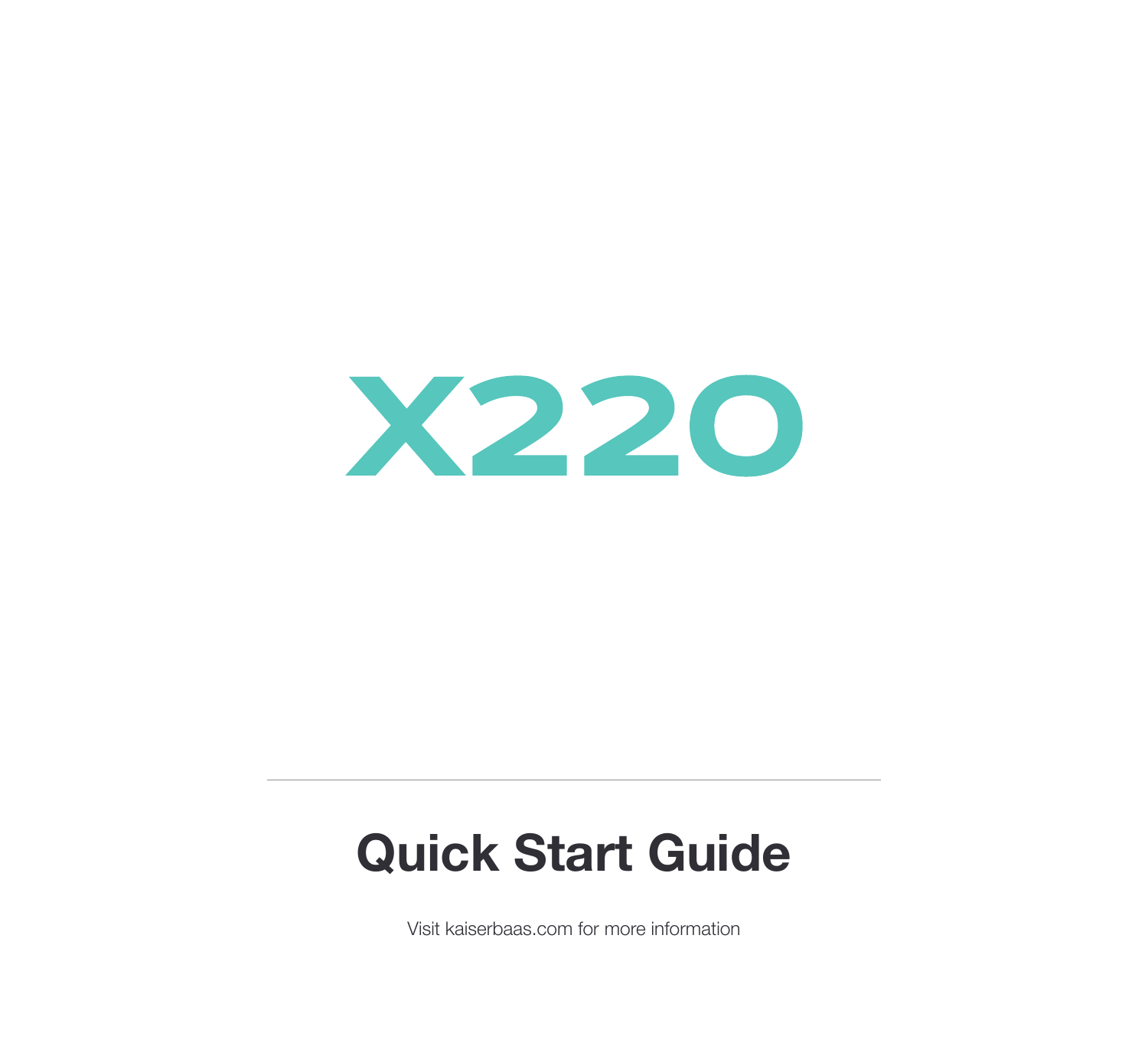# X220

## Quick Start Guide

Visit kaiserbaas.com for more information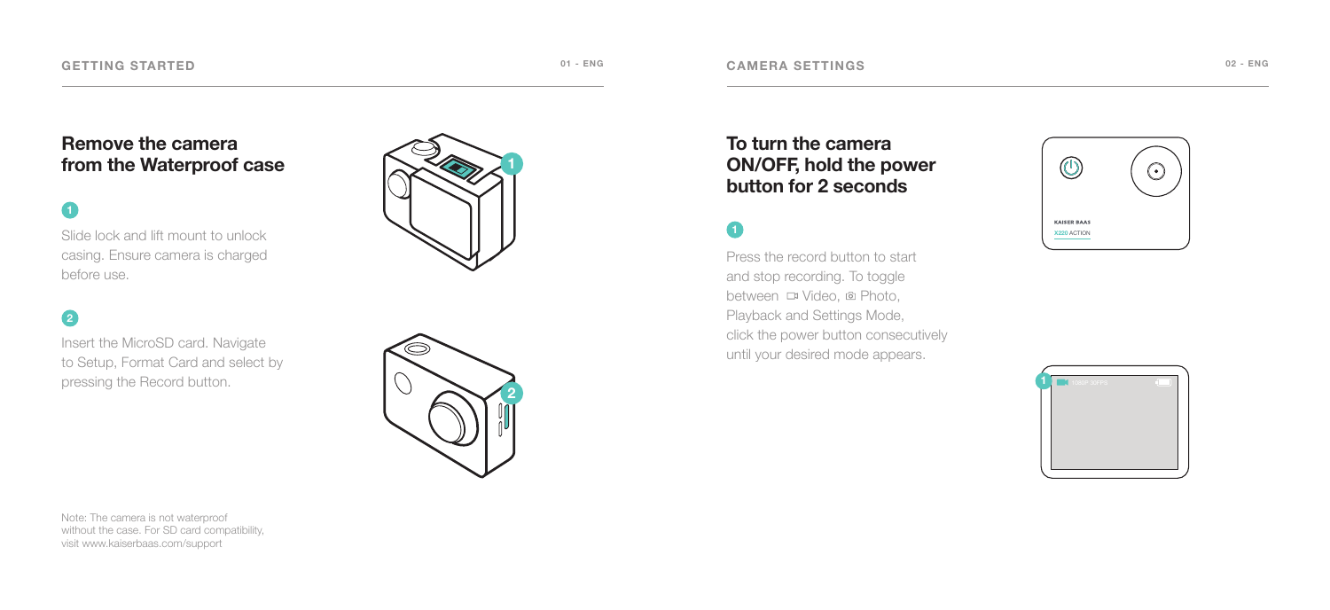## GETTING STARTED

### Remove the camera from the Waterproof case

**1**

Slide lock and lift mount to unlock casing. Ensure camera is charged before use.

**2**

Insert the MicroSD card. Navigate to Setup, Format Card and select by pressing the Record button.

Note: The camera is not waterproof without the case. For SD card compatibility, visit www.kaiserbaas.com/support

## CAMERA SETTINGS

### To turn the camera ON/OFF, hold the power button for 2 seconds

**1**

Press the record button to start and stop recording. To toggle between Video, Photo, Playback and Settings Mode, click the power button consecutively until your desired mode appears.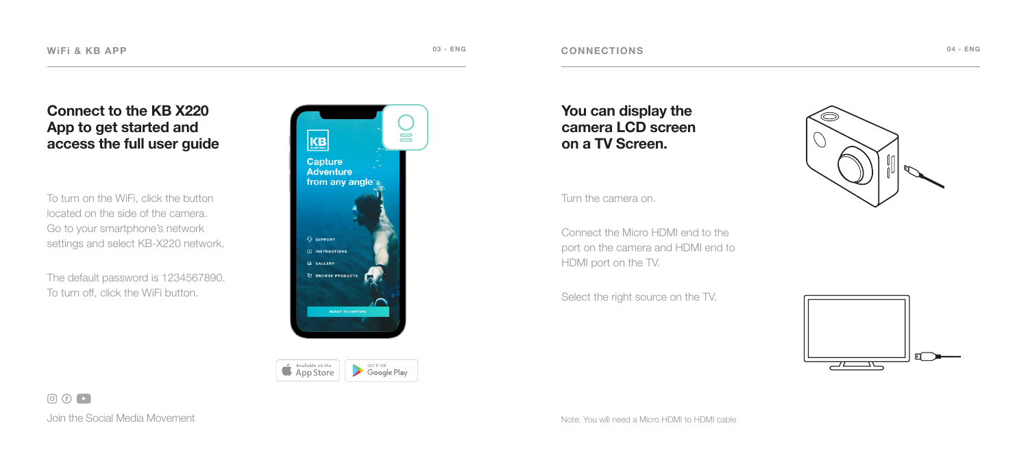## WiFi & KB APP

### Connect to the KB X220 App to get started and access the full user guide

To turn on the WiFi, click the button located on the side of the camera. Go to your smartphone's network settings and select KB-X220 network.

The default password is 1234567890. To turn off, click the WiFi button.

Join the Social Media Movement

## CONNECTIONS

### You can display the camera LCD screen on a TV Screen.

Turn the camera on.

Connect the Micro HDMI end to the port on the camera and HDMI end to HDMI port on the TV.

Select the right source on the TV.

Note: You will need a Micro HDMI to HDMI cable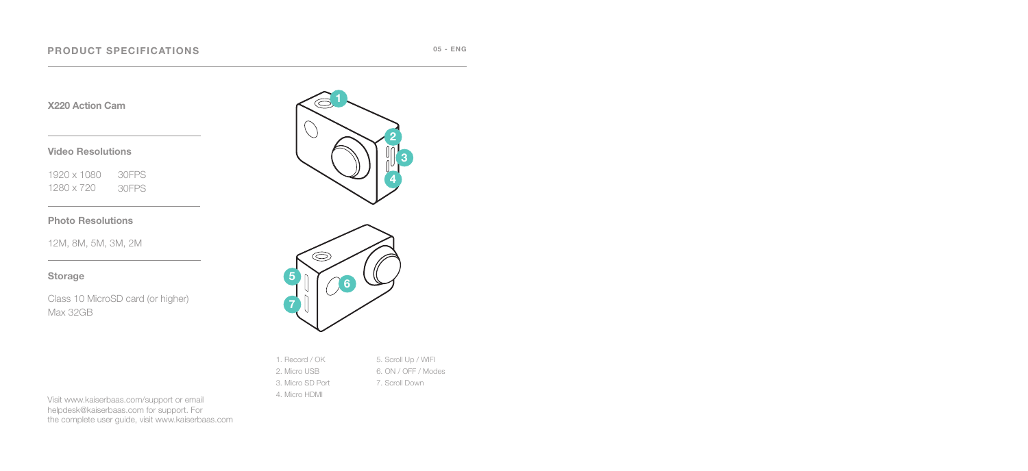# PRODUCT SPECIFICATIONS

## X220 Action Cam

### Video Resolutions

| | |
|---|---|
| 1920 x 1080 | 30FPS |
| 1280 x 720 | 30FPS |

### Photo Resolutions

12M, 8M, 5M, 3M, 2M

### Storage

Class 10 MicroSD card (or higher)
Max 32GB

1. Record / OK
2. Micro USB
3. Micro SD Port
4. Micro HDMI
5. Scroll Up / WIFI
6. ON / OFF / Modes
7. Scroll Down

Visit www.kaiserbaas.com/support or email helpdesk@kaiserbaas.com for support. For the complete user guide, visit www.kaiserbaas.com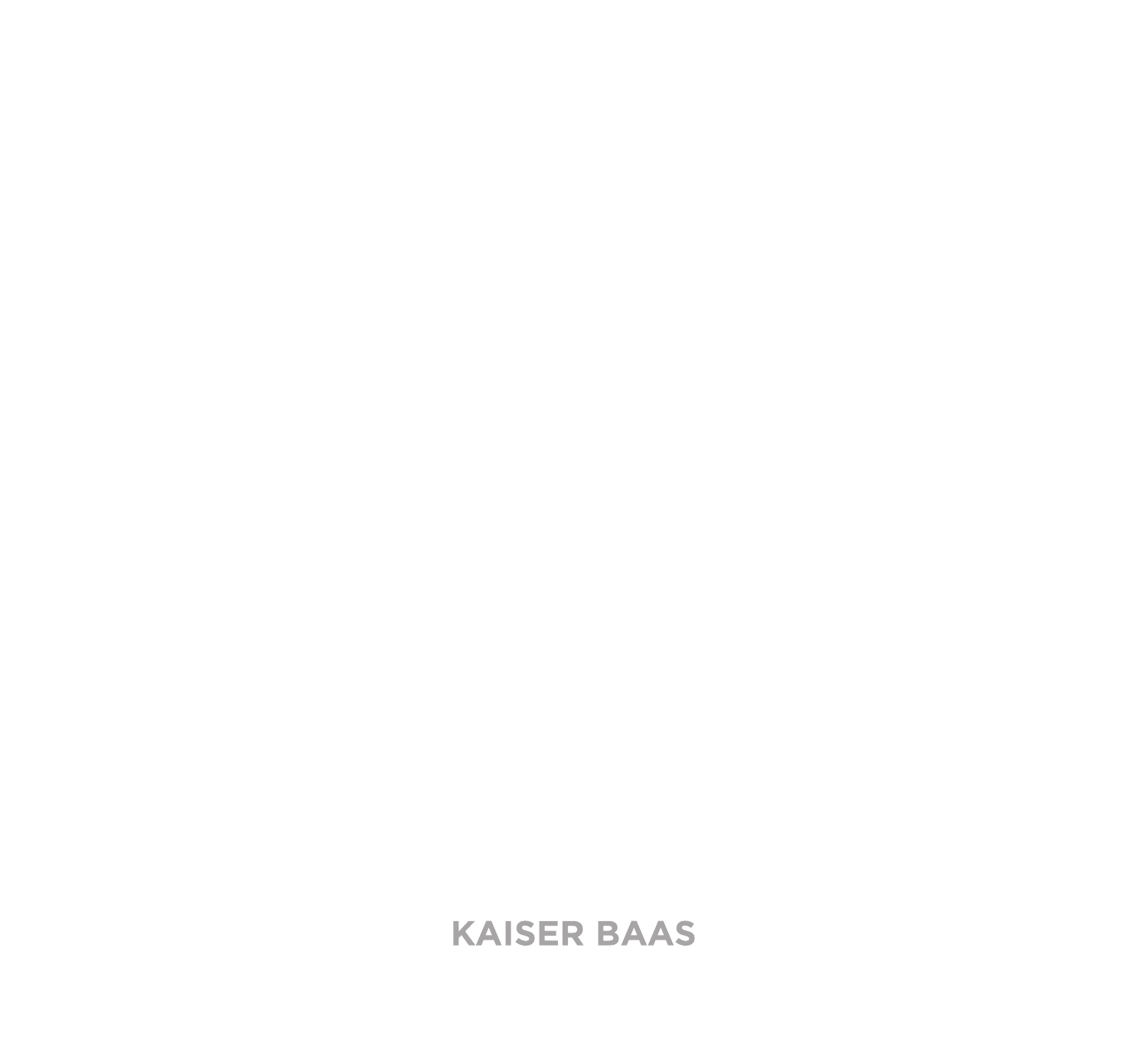KAISER BAAS